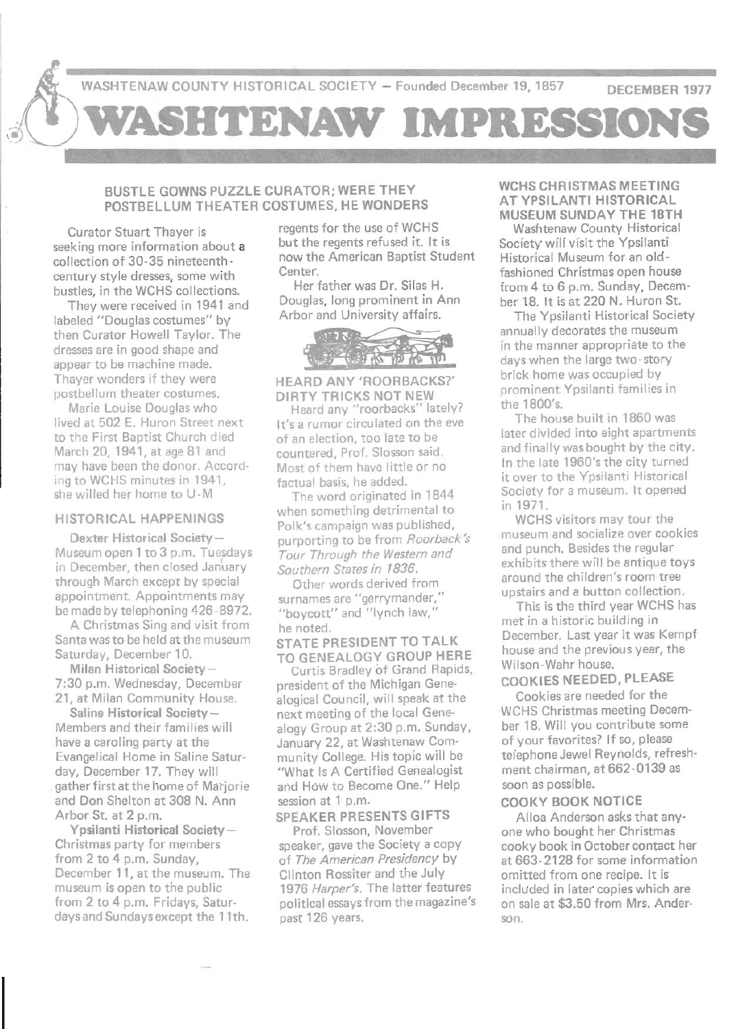WASHTENAW COUNTY HISTORICAL SOCIETY — Founded December 19, 1857 — DECEMBER 1977

# WASHTENAW IMPRESSIONS

## BUSTLE GOWNS PUZZLE CURATOR; WERE THEY POSTBELLUM THEATER COSTUMES, HE WONDERS

Curator Stuart Thayer is seeking more information about a collection of 30-35 nineteenth-century style dresses, some with bustles, in the WCHS collections.

They were received in 1941 and labeled "Douglas costumes" by then Curator Howell Taylor. The dresses are in good shape and appear to be machine made. Thayer wonders if they were postbellum theater costumes.

Marie Louise Douglas who lived at 502 E. Huron Street next to the First Baptist Church died March 20, 1941, at age 81 and may have been the donor. According to WCHS minutes in 1941, she willed her home to U-M regents for the use of WCHS but the regents refused it. It is now the American Baptist Student Center.

Her father was Dr. Silas H. Douglas, long prominent in Ann Arbor and University affairs.

## HISTORICAL HAPPENINGS

**Dexter Historical Society**— Museum open 1 to 3 p.m. Tuesdays in December, then closed January through March except by special appointment. Appointments may be made by telephoning 426-8972.

A Christmas Sing and visit from Santa was to be held at the museum Saturday, December 10.

**Milan Historical Society**— 7:30 p.m. Wednesday, December 21, at Milan Community House.

**Saline Historical Society**— Members and their families will have a caroling party at the Evangelical Home in Saline Saturday, December 17. They will gather first at the home of Marjorie and Don Shelton at 308 N. Ann Arbor St. at 2 p.m.

**Ypsilanti Historical Society**— Christmas party for members from 2 to 4 p.m. Sunday, December 11, at the museum. The museum is open to the public from 2 to 4 p.m. Fridays, Saturdays and Sundays except the 11th.

## HEARD ANY 'ROORBACKS?' DIRTY TRICKS NOT NEW

Heard any "roorbacks" lately? It's a rumor circulated on the eve of an election, too late to be countered, Prof. Slosson said. Most of them have little or no factual basis, he added.

The word originated in 1844 when something detrimental to Polk's campaign was published, purporting to be from *Roorback's Tour Through the Western and Southern States in 1836*.

Other words derived from surnames are "gerrymander," "boycott" and "lynch law," he noted.

## STATE PRESIDENT TO TALK TO GENEALOGY GROUP HERE

Curtis Bradley of Grand Rapids, president of the Michigan Genealogical Council, will speak at the next meeting of the local Genealogy Group at 2:30 p.m. Sunday, January 22, at Washtenaw Community College. His topic will be "What Is A Certified Genealogist and How to Become One." Help session at 1 p.m.

## SPEAKER PRESENTS GIFTS

Prof. Slosson, November speaker, gave the Society a copy of *The American Presidency* by Clinton Rossiter and the July 1976 *Harper's*. The latter features political essays from the magazine's past 126 years.

## WCHS CHRISTMAS MEETING AT YPSILANTI HISTORICAL MUSEUM SUNDAY THE 18TH

Washtenaw County Historical Society will visit the Ypsilanti Historical Museum for an old-fashioned Christmas open house from 4 to 6 p.m. Sunday, December 18. It is at 220 N. Huron St.

The Ypsilanti Historical Society annually decorates the museum in the manner appropriate to the days when the large two-story brick home was occupied by prominent Ypsilanti families in the 1800's.

The house built in 1860 was later divided into eight apartments and finally was bought by the city. In the late 1960's the city turned it over to the Ypsilanti Historical Society for a museum. It opened in 1971.

WCHS visitors may tour the museum and socialize over cookies and punch. Besides the regular exhibits there will be antique toys around the children's room tree upstairs and a button collection.

This is the third year WCHS has met in a historic building in December. Last year it was Kempf house and the previous year, the Wilson-Wahr house.

## COOKIES NEEDED, PLEASE

Cookies are needed for the WCHS Christmas meeting December 18. Will you contribute some of your favorites? If so, please telephone Jewel Reynolds, refreshment chairman, at 662-0139 as soon as possible.

## COOKY BOOK NOTICE

Alloa Anderson asks that anyone who bought her Christmas cooky book in October contact her at 663-2128 for some information omitted from one recipe. It is included in later copies which are on sale at $3.50 from Mrs. Anderson.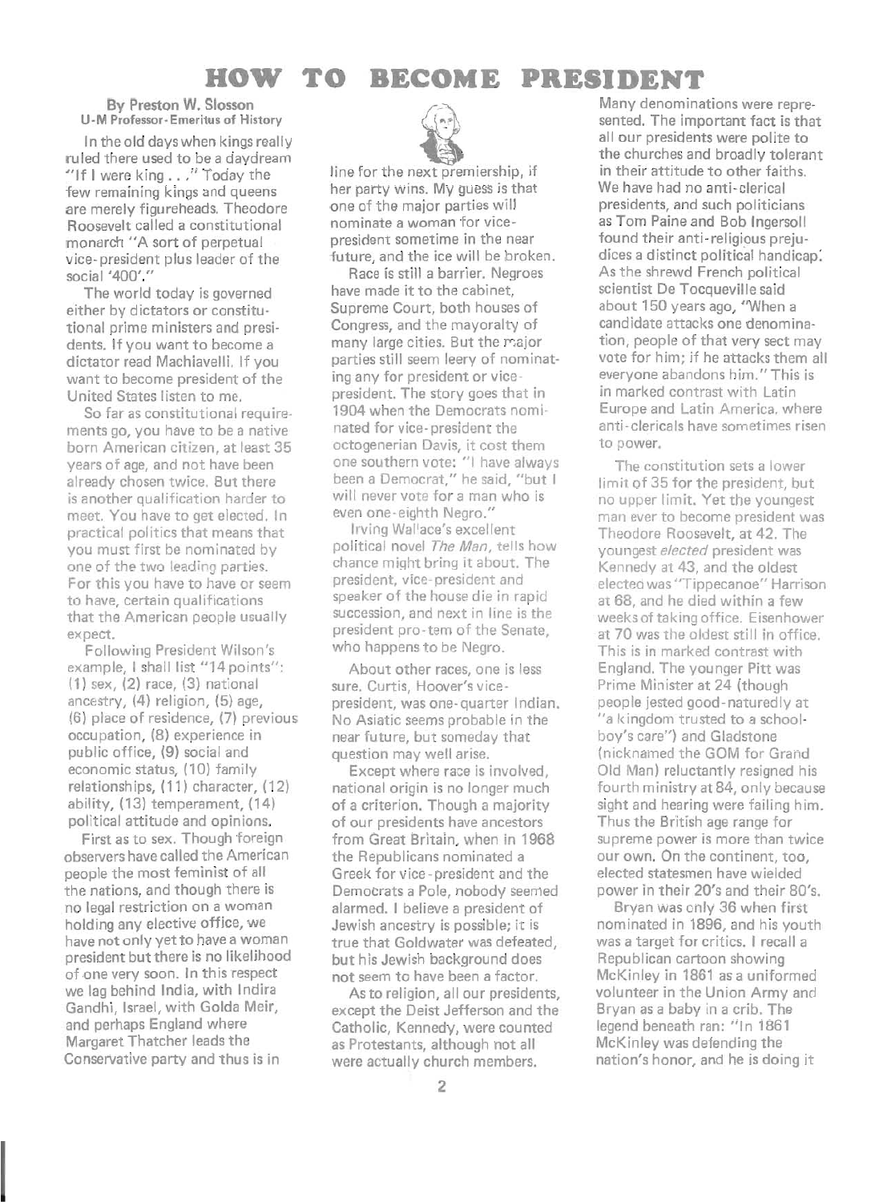# HOW TO BECOME PRESIDENT

By Preston W. Slosson
U-M Professor-Emeritus of History

In the old days when kings really ruled there used to be a daydream "If I were king . . ." Today the few remaining kings and queens are merely figureheads. Theodore Roosevelt called a constitutional monarch "A sort of perpetual vice-president plus leader of the social '400'."

The world today is governed either by dictators or constitutional prime ministers and presidents. If you want to become a dictator read Machiavelli. If you want to become president of the United States listen to me.

So far as constitutional requirements go, you have to be a native born American citizen, at least 35 years of age, and not have been already chosen twice. But there is another qualification harder to meet. You have to get elected. In practical politics that means that you must first be nominated by one of the two leading parties. For this you have to have or seem to have, certain qualifications that the American people usually expect.

Following President Wilson's example, I shall list "14 points": (1) sex, (2) race, (3) national ancestry, (4) religion, (5) age, (6) place of residence, (7) previous occupation, (8) experience in public office, (9) social and economic status, (10) family relationships, (11) character, (12) ability, (13) temperament, (14) political attitude and opinions.

First as to sex. Though foreign observers have called the American people the most feminist of all the nations, and though there is no legal restriction on a woman holding any elective office, we have not only yet to have a woman president but there is no likelihood of one very soon. In this respect we lag behind India, with Indira Gandhi, Israel, with Golda Meir, and perhaps England where Margaret Thatcher leads the Conservative party and thus is in line for the next premiership, if her party wins. My guess is that one of the major parties will nominate a woman for vice-president sometime in the near future, and the ice will be broken.

Race is still a barrier. Negroes have made it to the cabinet, Supreme Court, both houses of Congress, and the mayorality of many large cities. But the major parties still seem leery of nominating any for president or vice-president. The story goes that in 1904 when the Democrats nominated for vice-president the octogenerian Davis, it cost them one southern vote: "I have always been a Democrat," he said, "but I will never vote for a man who is even one-eighth Negro."

Irving Wallace's excellent political novel *The Man*, tells how chance might bring it about. The president, vice-president and speaker of the house die in rapid succession, and next in line is the president pro-tem of the Senate, who happens to be Negro.

About other races, one is less sure. Curtis, Hoover's vice-president, was one-quarter Indian. No Asiatic seems probable in the near future, but someday that question may well arise.

Except where race is involved, national origin is no longer much of a criterion. Though a majority of our presidents have ancestors from Great Britain, when in 1968 the Republicans nominated a Greek for vice-president and the Democrats a Pole, nobody seemed alarmed. I believe a president of Jewish ancestry is possible; it is true that Goldwater was defeated, but his Jewish background does not seem to have been a factor.

As to religion, all our presidents, except the Deist Jefferson and the Catholic, Kennedy, were counted as Protestants, although not all were actually church members. Many denominations were represented. The important fact is that all our presidents were polite to the churches and broadly tolerant in their attitude to other faiths. We have had no anti-clerical presidents, and such politicians as Tom Paine and Bob Ingersoll found their anti-religious prejudices a distinct political handicap. As the shrewd French political scientist De Tocqueville said about 150 years ago, "When a candidate attacks one denomination, people of that very sect may vote for him; if he attacks them all everyone abandons him." This is in marked contrast with Latin Europe and Latin America, where anti-clericals have sometimes risen to power.

The constitution sets a lower limit of 35 for the president, but no upper limit. Yet the youngest man ever to become president was Theodore Roosevelt, at 42. The youngest *elected* president was Kennedy at 43, and the oldest elected was "Tippecanoe" Harrison at 68, and he died within a few weeks of taking office. Eisenhower at 70 was the oldest still in office. This is in marked contrast with England. The younger Pitt was Prime Minister at 24 (though people jested good-naturedly at "a kingdom trusted to a schoolboy's care") and Gladstone (nicknamed the GOM for Grand Old Man) reluctantly resigned his fourth ministry at 84, only because sight and hearing were failing him. Thus the British age range for supreme power is more than twice our own. On the continent, too, elected statesmen have wielded power in their 20's and their 80's.

Bryan was only 36 when first nominated in 1896, and his youth was a target for critics. I recall a Republican cartoon showing McKinley in 1861 as a uniformed volunteer in the Union Army and Bryan as a baby in a crib. The legend beneath ran: "In 1861 McKinley was defending the nation's honor, and he is doing it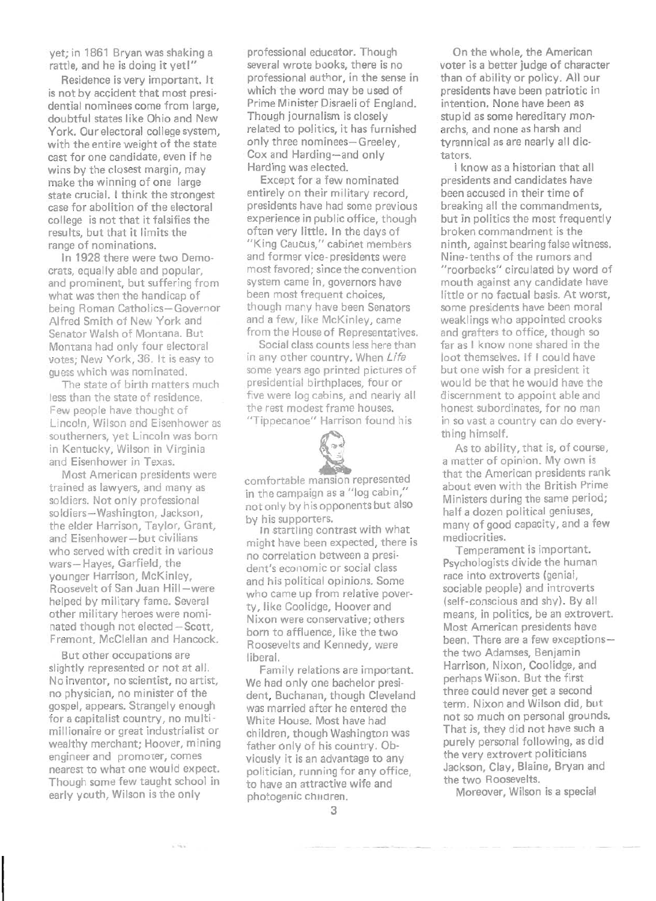yet; in 1861 Bryan was shaking a rattle, and he is doing it yet!"

Residence is very important. It is not by accident that most presidential nominees come from large, doubtful states like Ohio and New York. Our electoral college system, with the entire weight of the state cast for one candidate, even if he wins by the closest margin, may make the winning of one large state crucial. I think the strongest case for abolition of the electoral college is not that it falsifies the results, but that it limits the range of nominations.

In 1928 there were two Democrats, equally able and popular, and prominent, but suffering from what was then the handicap of being Roman Catholics—Governor Alfred Smith of New York and Senator Walsh of Montana. But Montana had only four electoral votes; New York, 36. It is easy to guess which was nominated.

The state of birth matters much less than the state of residence. Few people have thought of Lincoln, Wilson and Eisenhower as southerners, yet Lincoln was born in Kentucky, Wilson in Virginia and Eisenhower in Texas.

Most American presidents were trained as lawyers, and many as soldiers. Not only professional soldiers—Washington, Jackson, the elder Harrison, Taylor, Grant, and Eisenhower—but civilians who served with credit in various wars—Hayes, Garfield, the younger Harrison, McKinley, Roosevelt of San Juan Hill—were helped by military fame. Several other military heroes were nominated though not elected—Scott, Fremont, McClellan and Hancock.

But other occupations are slightly represented or not at all. No inventor, no scientist, no artist, no physician, no minister of the gospel, appears. Strangely enough for a capitalist country, no multimillionaire or great industrialist or wealthy merchant; Hoover, mining engineer and promoter, comes nearest to what one would expect. Though some few taught school in early youth, Wilson is the only professional educator. Though several wrote books, there is no professional author, in the sense in which the word may be used of Prime Minister Disraeli of England. Though journalism is closely related to politics, it has furnished only three nominees—Greeley, Cox and Harding—and only Harding was elected.

Except for a few nominated entirely on their military record, presidents have had some previous experience in public office, though often very little. In the days of "King Caucus," cabinet members and former vice-presidents were most favored; since the convention system came in, governors have been most frequent choices, though many have been Senators and a few, like McKinley, came from the House of Representatives.

Social class counts less here than in any other country. When *Life* some years ago printed pictures of presidential birthplaces, four or five were log cabins, and nearly all the rest modest frame houses. "Tippecanoe" Harrison found his comfortable mansion represented in the campaign as a "log cabin," not only by his opponents but also by his supporters.

In startling contrast with what might have been expected, there is no correlation between a president's economic or social class and his political opinions. Some who came up from relative poverty, like Coolidge, Hoover and Nixon were conservative; others born to affluence, like the two Roosevelts and Kennedy, were liberal.

Family relations are important. We had only one bachelor president, Buchanan, though Cleveland was married after he entered the White House. Most have had children, though Washington was father only of his country. Obviously it is an advantage to any politician, running for any office, to have an attractive wife and photogenic children.

On the whole, the American voter is a better judge of character than of ability or policy. All our presidents have been patriotic in intention. None have been as stupid as some hereditary monarchs, and none as harsh and tyrannical as are nearly all dictators.

I know as a historian that all presidents and candidates have been accused in their time of breaking all the commandments, but in politics the most frequently broken commandment is the ninth, against bearing false witness. Nine-tenths of the rumors and "roorbacks" circulated by word of mouth against any candidate have little or no factual basis. At worst, some presidents have been moral weaklings who appointed crooks and grafters to office, though so far as I know none shared in the loot themselves. If I could have but one wish for a president it would be that he would have the discernment to appoint able and honest subordinates, for no man in so vast a country can do everything himself.

As to ability, that is, of course, a matter of opinion. My own is that the American presidents rank about even with the British Prime Ministers during the same period; half a dozen political geniuses, many of good capacity, and a few mediocrities.

Temperament is important. Psychologists divide the human race into extroverts (genial, sociable people) and introverts (self-conscious and shy). By all means, in politics, be an extrovert. Most American presidents have been. There are a few exceptions—the two Adamses, Benjamin Harrison, Nixon, Coolidge, and perhaps Wilson. But the first three could never get a second term. Nixon and Wilson did, but not so much on personal grounds. That is, they did not have such a purely personal following, as did the very extrovert politicians Jackson, Clay, Blaine, Bryan and the two Roosevelts.

Moreover, Wilson is a special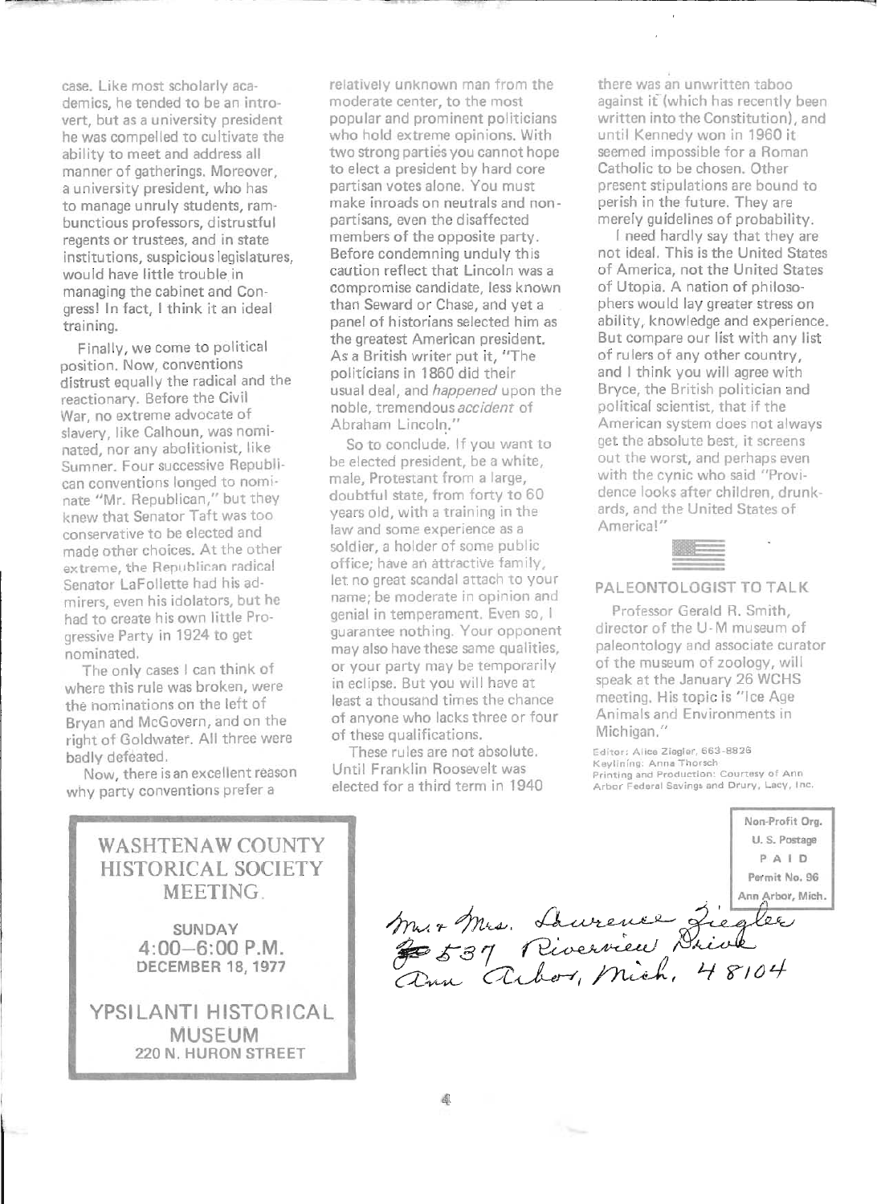case. Like most scholarly academics, he tended to be an introvert, but as a university president he was compelled to cultivate the ability to meet and address all manner of gatherings. Moreover, a university president, who has to manage unruly students, rambunctious professors, distrustful regents or trustees, and in state institutions, suspicious legislatures, would have little trouble in managing the cabinet and Congress! In fact, I think it an ideal training.

Finally, we come to political position. Now, conventions distrust equally the radical and the reactionary. Before the Civil War, no extreme advocate of slavery, like Calhoun, was nominated, nor any abolitionist, like Sumner. Four successive Republican conventions longed to nominate "Mr. Republican," but they knew that Senator Taft was too conservative to be elected and made other choices. At the other extreme, the Republican radical Senator LaFollette had his admirers, even his idolators, but he had to create his own little Progressive Party in 1924 to get nominated.

The only cases I can think of where this rule was broken, were the nominations on the left of Bryan and McGovern, and on the right of Goldwater. All three were badly defeated.

Now, there is an excellent reason why party conventions prefer a relatively unknown man from the moderate center, to the most popular and prominent politicians who hold extreme opinions. With two strong parties you cannot hope to elect a president by hard core partisan votes alone. You must make inroads on neutrals and nonpartisans, even the disaffected members of the opposite party. Before condemning unduly this caution reflect that Lincoln was a compromise candidate, less known than Seward or Chase, and yet a panel of historians selected him as the greatest American president. As a British writer put it, "The politicians in 1860 did their usual deal, and *happened* upon the noble, tremendous *accident* of Abraham Lincoln."

So to conclude. If you want to be elected president, be a white, male, Protestant from a large, doubtful state, from forty to 60 years old, with a training in the law and some experience as a soldier, a holder of some public office; have an attractive family, let no great scandal attach to your name; be moderate in opinion and genial in temperament. Even so, I guarantee nothing. Your opponent may also have these same qualities, or your party may be temporarily in eclipse. But you will have at least a thousand times the chance of anyone who lacks three or four of these qualifications.

These rules are not absolute. Until Franklin Roosevelt was elected for a third term in 1940 there was an unwritten taboo against it (which has recently been written into the Constitution), and until Kennedy won in 1960 it seemed impossible for a Roman Catholic to be chosen. Other present stipulations are bound to perish in the future. They are merely guidelines of probability.

I need hardly say that they are not ideal. This is the United States of America, not the United States of Utopia. A nation of philosophers would lay greater stress on ability, knowledge and experience. But compare our list with any list of rulers of any other country, and I think you will agree with Bryce, the British politician and political scientist, that if the American system does not always get the absolute best, it screens out the worst, and perhaps even with the cynic who said "Providence looks after children, drunkards, and the United States of America!"

## PALEONTOLOGIST TO TALK

Professor Gerald R. Smith, director of the U-M museum of paleontology and associate curator of the museum of zoology, will speak at the January 26 WCHS meeting. His topic is "Ice Age Animals and Environments in Michigan."

Editor: Alice Ziegler, 663-8826
Keylining: Anna Thorsch
Printing and Production: Courtesy of Ann Arbor Federal Savings and Drury, Lacy, Inc.

## WASHTENAW COUNTY HISTORICAL SOCIETY MEETING

**SUNDAY**
**4:00–6:00 P.M.**
**DECEMBER 18, 1977**

**YPSILANTI HISTORICAL MUSEUM**
**220 N. HURON STREET**

Non-Profit Org.
U. S. Postage
PAID
Permit No. 96
Ann Arbor, Mich.

Mr. & Mrs. Laurence Ziegler
537 Riverview Drive
Ann Arbor, Mich. 48104